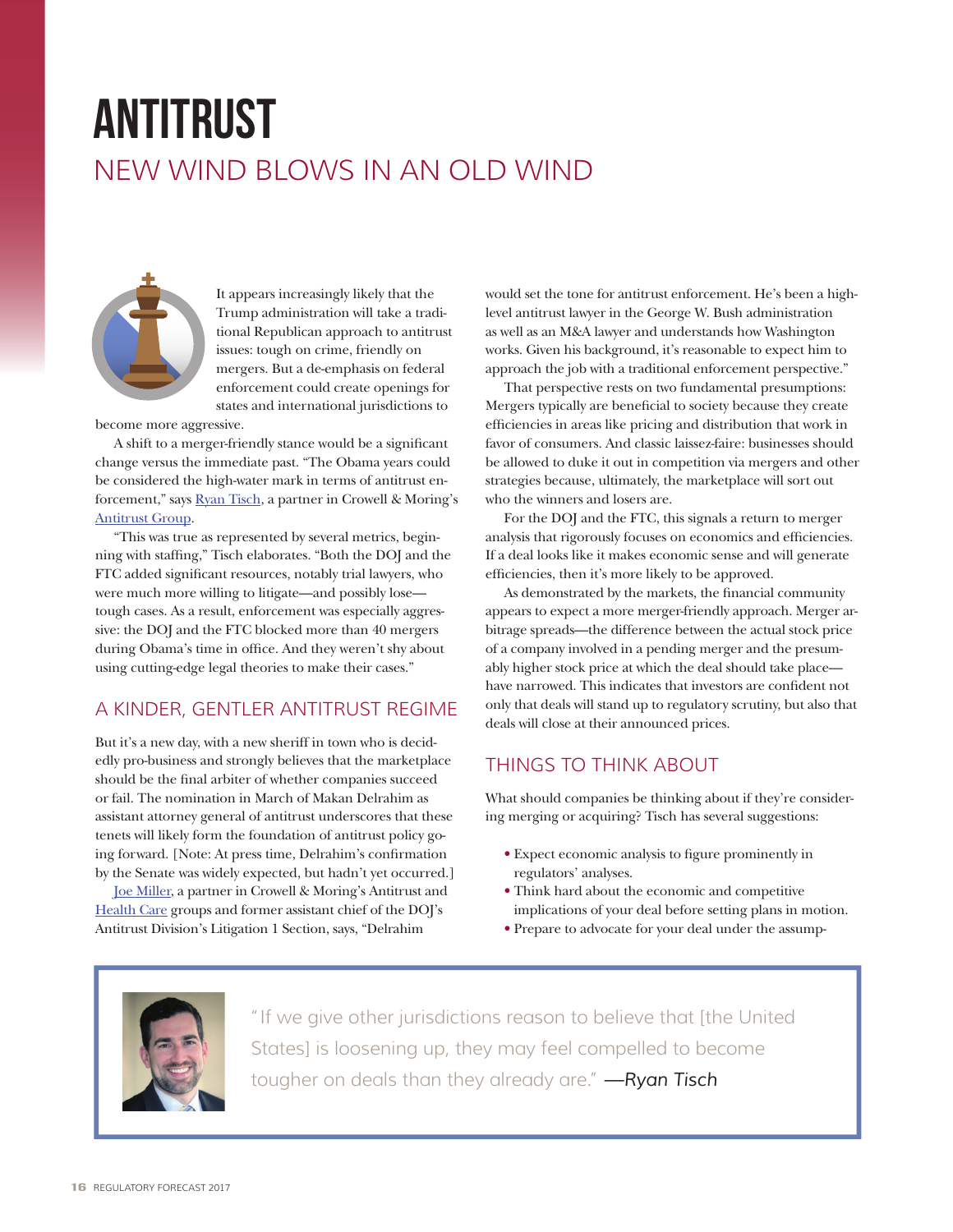# ANTITRUST

## NEW WIND BLOWS IN AN OLD WIND

It appears increasingly likely that the Trump administration will take a traditional Republican approach to antitrust issues: tough on crime, friendly on mergers. But a de-emphasis on federal enforcement could create openings for states and international jurisdictions to become more aggressive.

A shift to a merger-friendly stance would be a significant change versus the immediate past. "The Obama years could be considered the high-water mark in terms of antitrust enforcement," says Ryan Tisch, a partner in Crowell & Moring's Antitrust Group.

"This was true as represented by several metrics, beginning with staffing," Tisch elaborates. "Both the DOJ and the FTC added significant resources, notably trial lawyers, who were much more willing to litigate—and possibly lose—tough cases. As a result, enforcement was especially aggressive: the DOJ and the FTC blocked more than 40 mergers during Obama's time in office. And they weren't shy about using cutting-edge legal theories to make their cases."

### A KINDER, GENTLER ANTITRUST REGIME

But it's a new day, with a new sheriff in town who is decidedly pro-business and strongly believes that the marketplace should be the final arbiter of whether companies succeed or fail. The nomination in March of Makan Delrahim as assistant attorney general of antitrust underscores that these tenets will likely form the foundation of antitrust policy going forward. [Note: At press time, Delrahim's confirmation by the Senate was widely expected, but hadn't yet occurred.]

Joe Miller, a partner in Crowell & Moring's Antitrust and Health Care groups and former assistant chief of the DOJ's Antitrust Division's Litigation 1 Section, says, "Delrahim would set the tone for antitrust enforcement. He's been a high-level antitrust lawyer in the George W. Bush administration as well as an M&A lawyer and understands how Washington works. Given his background, it's reasonable to expect him to approach the job with a traditional enforcement perspective."

That perspective rests on two fundamental presumptions: Mergers typically are beneficial to society because they create efficiencies in areas like pricing and distribution that work in favor of consumers. And classic laissez-faire: businesses should be allowed to duke it out in competition via mergers and other strategies because, ultimately, the marketplace will sort out who the winners and losers are.

For the DOJ and the FTC, this signals a return to merger analysis that rigorously focuses on economics and efficiencies. If a deal looks like it makes economic sense and will generate efficiencies, then it's more likely to be approved.

As demonstrated by the markets, the financial community appears to expect a more merger-friendly approach. Merger arbitrage spreads—the difference between the actual stock price of a company involved in a pending merger and the presumably higher stock price at which the deal should take place—have narrowed. This indicates that investors are confident not only that deals will stand up to regulatory scrutiny, but also that deals will close at their announced prices.

### THINGS TO THINK ABOUT

What should companies be thinking about if they're considering merging or acquiring? Tisch has several suggestions:

- Expect economic analysis to figure prominently in regulators' analyses.
- Think hard about the economic and competitive implications of your deal before setting plans in motion.
- Prepare to advocate for your deal under the assump-

> "If we give other jurisdictions reason to believe that [the United States] is loosening up, they may feel compelled to become tougher on deals than they already are." *—Ryan Tisch*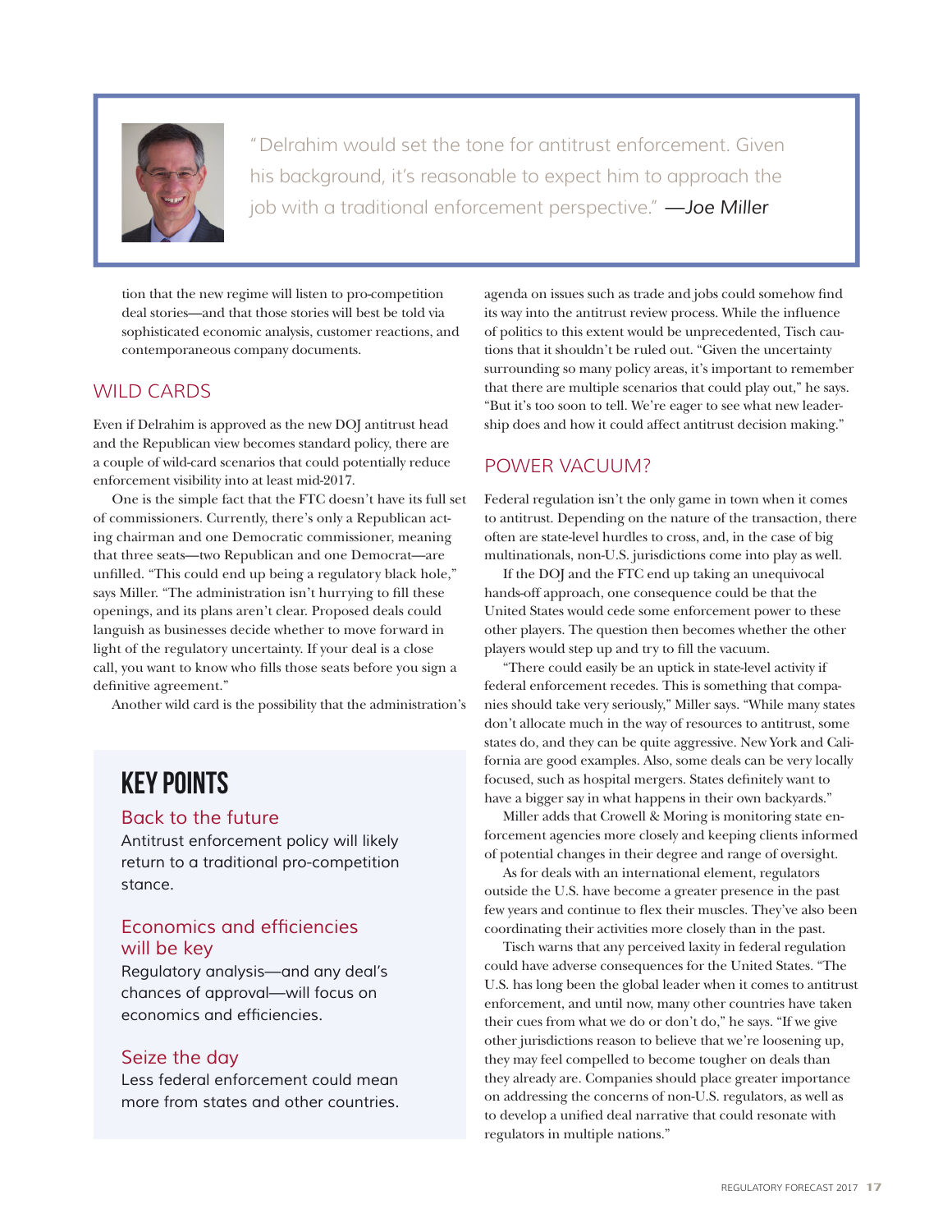> "Delrahim would set the tone for antitrust enforcement. Given his background, it's reasonable to expect him to approach the job with a traditional enforcement perspective." *—Joe Miller*

tion that the new regime will listen to pro-competition deal stories—and that those stories will best be told via sophisticated economic analysis, customer reactions, and contemporaneous company documents.

## WILD CARDS

Even if Delrahim is approved as the new DOJ antitrust head and the Republican view becomes standard policy, there are a couple of wild-card scenarios that could potentially reduce enforcement visibility into at least mid-2017.

One is the simple fact that the FTC doesn't have its full set of commissioners. Currently, there's only a Republican acting chairman and one Democratic commissioner, meaning that three seats—two Republican and one Democrat—are unfilled. "This could end up being a regulatory black hole," says Miller. "The administration isn't hurrying to fill these openings, and its plans aren't clear. Proposed deals could languish as businesses decide whether to move forward in light of the regulatory uncertainty. If your deal is a close call, you want to know who fills those seats before you sign a definitive agreement."

Another wild card is the possibility that the administration's agenda on issues such as trade and jobs could somehow find its way into the antitrust review process. While the influence of politics to this extent would be unprecedented, Tisch cautions that it shouldn't be ruled out. "Given the uncertainty surrounding so many policy areas, it's important to remember that there are multiple scenarios that could play out," he says. "But it's too soon to tell. We're eager to see what new leadership does and how it could affect antitrust decision making."

## KEY POINTS

### Back to the future

Antitrust enforcement policy will likely return to a traditional pro-competition stance.

### Economics and efficiencies will be key

Regulatory analysis—and any deal's chances of approval—will focus on economics and efficiencies.

### Seize the day

Less federal enforcement could mean more from states and other countries.

## POWER VACUUM?

Federal regulation isn't the only game in town when it comes to antitrust. Depending on the nature of the transaction, there often are state-level hurdles to cross, and, in the case of big multinationals, non-U.S. jurisdictions come into play as well.

If the DOJ and the FTC end up taking an unequivocal hands-off approach, one consequence could be that the United States would cede some enforcement power to these other players. The question then becomes whether the other players would step up and try to fill the vacuum.

"There could easily be an uptick in state-level activity if federal enforcement recedes. This is something that companies should take very seriously," Miller says. "While many states don't allocate much in the way of resources to antitrust, some states do, and they can be quite aggressive. New York and California are good examples. Also, some deals can be very locally focused, such as hospital mergers. States definitely want to have a bigger say in what happens in their own backyards."

Miller adds that Crowell & Moring is monitoring state enforcement agencies more closely and keeping clients informed of potential changes in their degree and range of oversight.

As for deals with an international element, regulators outside the U.S. have become a greater presence in the past few years and continue to flex their muscles. They've also been coordinating their activities more closely than in the past.

Tisch warns that any perceived laxity in federal regulation could have adverse consequences for the United States. "The U.S. has long been the global leader when it comes to antitrust enforcement, and until now, many other countries have taken their cues from what we do or don't do," he says. "If we give other jurisdictions reason to believe that we're loosening up, they may feel compelled to become tougher on deals than they already are. Companies should place greater importance on addressing the concerns of non-U.S. regulators, as well as to develop a unified deal narrative that could resonate with regulators in multiple nations."